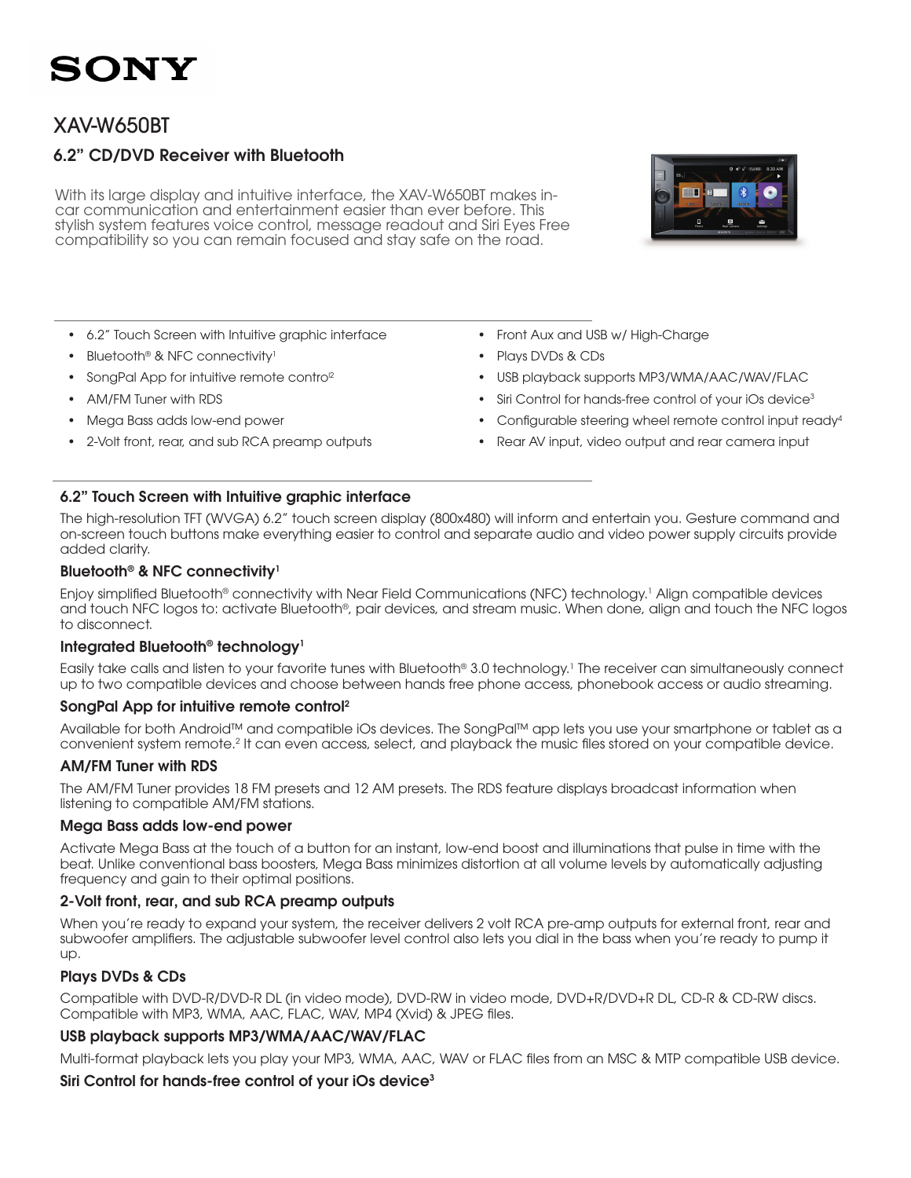SONY

# XAV-W650BT

## 6.2" CD/DVD Receiver with Bluetooth

With its large display and intuitive interface, the XAV-W650BT makes in-car communication and entertainment easier than ever before. This stylish system features voice control, message readout and Siri Eyes Free compatibility so you can remain focused and stay safe on the road.

- 6.2" Touch Screen with Intuitive graphic interface
- Bluetooth® & NFC connectivity[1]
- SongPal App for intuitive remote control[2]
- AM/FM Tuner with RDS
- Mega Bass adds low-end power
- 2-Volt front, rear, and sub RCA preamp outputs
- Front Aux and USB w/ High-Charge
- Plays DVDs & CDs
- USB playback supports MP3/WMA/AAC/WAV/FLAC
- Siri Control for hands-free control of your iOs device[3]
- Configurable steering wheel remote control input ready[4]
- Rear AV input, video output and rear camera input

### 6.2" Touch Screen with Intuitive graphic interface

The high-resolution TFT (WVGA) 6.2" touch screen display (800x480) will inform and entertain you. Gesture command and on-screen touch buttons make everything easier to control and separate audio and video power supply circuits provide added clarity.

### Bluetooth® & NFC connectivity[1]

Enjoy simplified Bluetooth® connectivity with Near Field Communications (NFC) technology.[1] Align compatible devices and touch NFC logos to: activate Bluetooth®, pair devices, and stream music. When done, align and touch the NFC logos to disconnect.

### Integrated Bluetooth® technology[1]

Easily take calls and listen to your favorite tunes with Bluetooth® 3.0 technology.[1] The receiver can simultaneously connect up to two compatible devices and choose between hands free phone access, phonebook access or audio streaming.

### SongPal App for intuitive remote control[2]

Available for both Android™ and compatible iOs devices. The SongPal™ app lets you use your smartphone or tablet as a convenient system remote.[2] It can even access, select, and playback the music files stored on your compatible device.

### AM/FM Tuner with RDS

The AM/FM Tuner provides 18 FM presets and 12 AM presets. The RDS feature displays broadcast information when listening to compatible AM/FM stations.

### Mega Bass adds low-end power

Activate Mega Bass at the touch of a button for an instant, low-end boost and illuminations that pulse in time with the beat. Unlike conventional bass boosters, Mega Bass minimizes distortion at all volume levels by automatically adjusting frequency and gain to their optimal positions.

### 2-Volt front, rear, and sub RCA preamp outputs

When you're ready to expand your system, the receiver delivers 2 volt RCA pre-amp outputs for external front, rear and subwoofer amplifiers. The adjustable subwoofer level control also lets you dial in the bass when you're ready to pump it up.

### Plays DVDs & CDs

Compatible with DVD-R/DVD-R DL (in video mode), DVD-RW in video mode, DVD+R/DVD+R DL, CD-R & CD-RW discs. Compatible with MP3, WMA, AAC, FLAC, WAV, MP4 (Xvid) & JPEG files.

### USB playback supports MP3/WMA/AAC/WAV/FLAC

Multi-format playback lets you play your MP3, WMA, AAC, WAV or FLAC files from an MSC & MTP compatible USB device.

### Siri Control for hands-free control of your iOs device[3]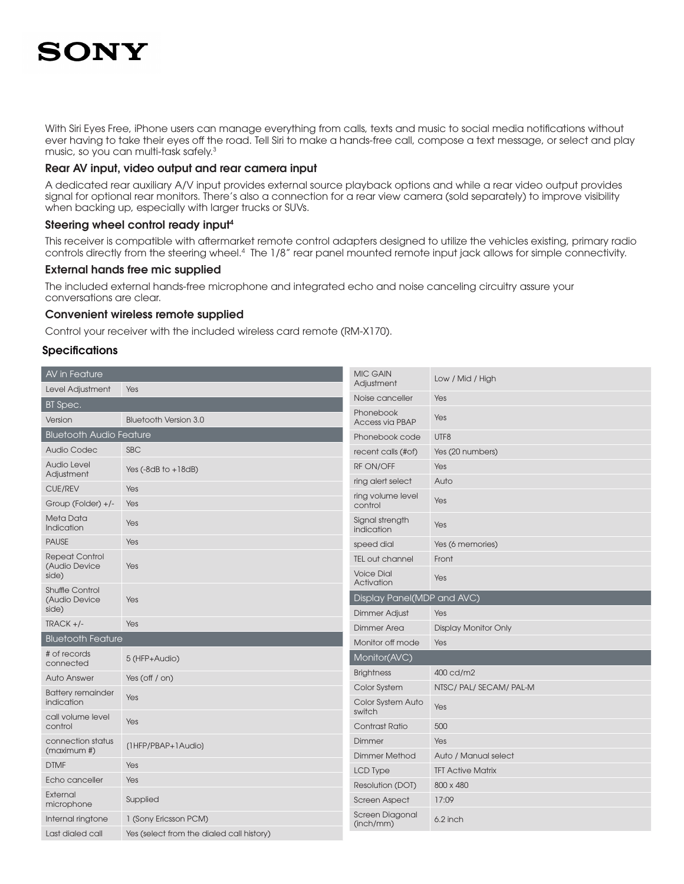With Siri Eyes Free, iPhone users can manage everything from calls, texts and music to social media notifications without ever having to take their eyes off the road. Tell Siri to make a hands-free call, compose a text message, or select and play music, so you can multi-task safely.[3]

### Rear AV input, video output and rear camera input

A dedicated rear auxiliary A/V input provides external source playback options and while a rear video output provides signal for optional rear monitors. There's also a connection for a rear view camera (sold separately) to improve visibility when backing up, especially with larger trucks or SUVs.

### Steering wheel control ready input[4]

This receiver is compatible with aftermarket remote control adapters designed to utilize the vehicles existing, primary radio controls directly from the steering wheel.[4] The 1/8" rear panel mounted remote input jack allows for simple connectivity.

### External hands free mic supplied

The included external hands-free microphone and integrated echo and noise canceling circuitry assure your conversations are clear.

### Convenient wireless remote supplied

Control your receiver with the included wireless card remote (RM-X170).

### Specifications

| AV in Feature | |
|---|---|
| Level Adjustment | Yes |
| **BT Spec.** | |
| Version | Bluetooth Version 3.0 |
| **Bluetooth Audio Feature** | |
| Audio Codec | SBC |
| Audio Level Adjustment | Yes (-8dB to +18dB) |
| CUE/REV | Yes |
| Group (Folder) +/- | Yes |
| Meta Data Indication | Yes |
| PAUSE | Yes |
| Repeat Control (Audio Device side) | Yes |
| Shuffle Control (Audio Device side) | Yes |
| TRACK +/- | Yes |
| **Bluetooth Feature** | |
| # of records connected | 5 (HFP+Audio) |
| Auto Answer | Yes (off / on) |
| Battery remainder indication | Yes |
| call volume level control | Yes |
| connection status (maximum #) | (1HFP/PBAP+1Audio) |
| DTMF | Yes |
| Echo canceller | Yes |
| External microphone | Supplied |
| Internal ringtone | 1 (Sony Ericsson PCM) |
| Last dialed call | Yes (select from the dialed call history) |
| MIC GAIN Adjustment | Low / Mid / High |
| Noise canceller | Yes |
| Phonebook Access via PBAP | Yes |
| Phonebook code | UTF8 |
| recent calls (#of) | Yes (20 numbers) |
| RF ON/OFF | Yes |
| ring alert select | Auto |
| ring volume level control | Yes |
| Signal strength indication | Yes |
| speed dial | Yes (6 memories) |
| TEL out channel | Front |
| Voice Dial Activation | Yes |
| **Display Panel(MDP and AVC)** | |
| Dimmer Adjust | Yes |
| Dimmer Area | Display Monitor Only |
| Monitor off mode | Yes |
| **Monitor(AVC)** | |
| Brightness | 400 cd/m2 |
| Color System | NTSC/ PAL/ SECAM/ PAL-M |
| Color System Auto switch | Yes |
| Contrast Ratio | 500 |
| Dimmer | Yes |
| Dimmer Method | Auto / Manual select |
| LCD Type | TFT Active Matrix |
| Resolution (DOT) | 800 x 480 |
| Screen Aspect | 17:09 |
| Screen Diagonal (inch/mm) | 6.2 inch |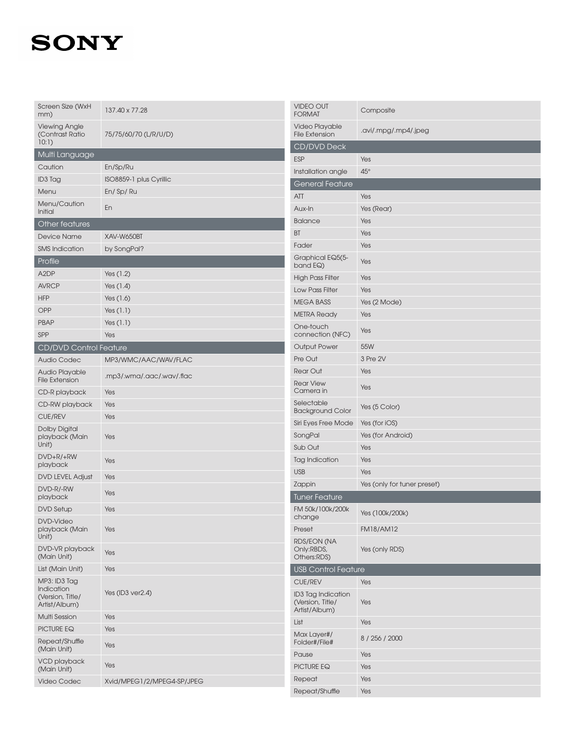**SONY**

| | |
|---|---|
| Screen Size (WxH mm) | 137.40 x 77.28 |
| Viewing Angle (Contrast Ratio 10:1) | 75/75/60/70 (L/R/U/D) |
| **Multi Language** | |
| Caution | En/Sp/Ru |
| ID3 Tag | ISO8859-1 plus Cyrillic |
| Menu | En/ Sp/ Ru |
| Menu/Caution Initial | En |
| **Other features** | |
| Device Name | XAV-W650BT |
| SMS Indication | by SongPal? |
| **Profile** | |
| A2DP | Yes (1.2) |
| AVRCP | Yes (1.4) |
| HFP | Yes (1.6) |
| OPP | Yes (1.1) |
| PBAP | Yes (1.1) |
| SPP | Yes |
| **CD/DVD Control Feature** | |
| Audio Codec | MP3/WMC/AAC/WAV/FLAC |
| Audio Playable File Extension | .mp3/.wma/.aac/.wav/.flac |
| CD-R playback | Yes |
| CD-RW playback | Yes |
| CUE/REV | Yes |
| Dolby Digital playback (Main Unit) | Yes |
| DVD+R/+RW playback | Yes |
| DVD LEVEL Adjust | Yes |
| DVD-R/-RW playback | Yes |
| DVD Setup | Yes |
| DVD-Video playback (Main Unit) | Yes |
| DVD-VR playback (Main Unit) | Yes |
| List (Main Unit) | Yes |
| MP3: ID3 Tag Indication (Version, Title/ Artist/Album) | Yes (ID3 ver2.4) |
| Multi Session | Yes |
| PICTURE EQ | Yes |
| Repeat/Shuffle (Main Unit) | Yes |
| VCD playback (Main Unit) | Yes |
| Video Codec | Xvid/MPEG1/2/MPEG4-SP/JPEG |
| VIDEO OUT FORMAT | Composite |
| Video Playable File Extension | .avi/.mpg/.mp4/.jpeg |
| **CD/DVD Deck** | |
| ESP | Yes |
| Installation angle | 45° |
| **General Feature** | |
| ATT | Yes |
| Aux-In | Yes (Rear) |
| Balance | Yes |
| BT | Yes |
| Fader | Yes |
| Graphical EQ5(5-band EQ) | Yes |
| High Pass Filter | Yes |
| Low Pass Filter | Yes |
| MEGA BASS | Yes (2 Mode) |
| METRA Ready | Yes |
| One-touch connection (NFC) | Yes |
| Output Power | 55W |
| Pre Out | 3 Pre 2V |
| Rear Out | Yes |
| Rear View Camera in | Yes |
| Selectable Background Color | Yes (5 Color) |
| Siri Eyes Free Mode | Yes (for iOS) |
| SongPal | Yes (for Android) |
| Sub Out | Yes |
| Tag Indication | Yes |
| USB | Yes |
| Zappin | Yes (only for tuner preset) |
| **Tuner Feature** | |
| FM 50k/100k/200k change | Yes (100k/200k) |
| Preset | FM18/AM12 |
| RDS/EON (NA Only:RBDS, Others:RDS) | Yes (only RDS) |
| **USB Control Feature** | |
| CUE/REV | Yes |
| ID3 Tag Indication (Version, Title/ Artist/Album) | Yes |
| List | Yes |
| Max Layer#/ Folder#/File# | 8 / 256 / 2000 |
| Pause | Yes |
| PICTURE EQ | Yes |
| Repeat | Yes |
| Repeat/Shuffle | Yes |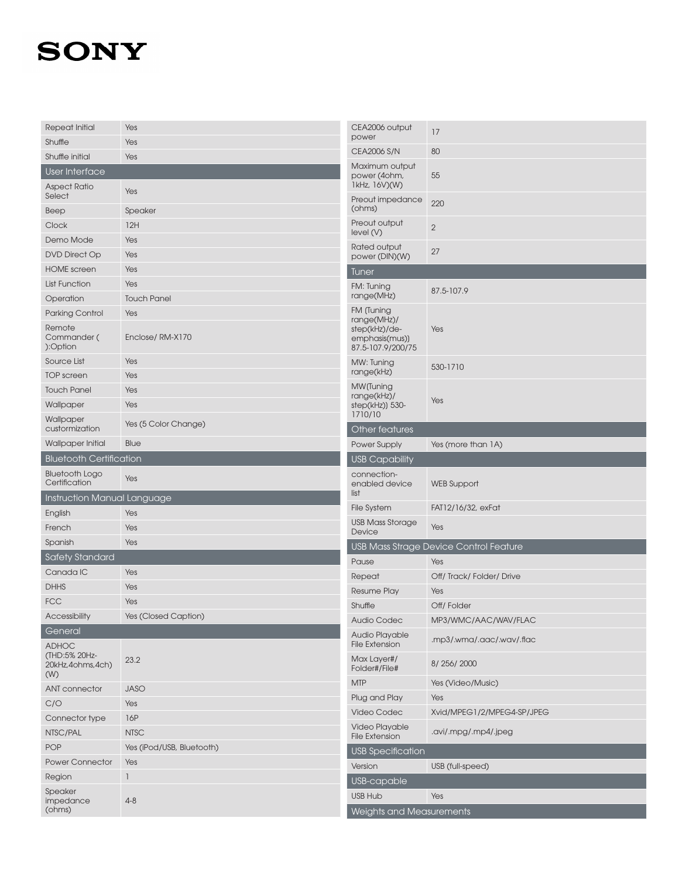| | |
|---|---|
| Repeat Initial | Yes |
| Shuffle | Yes |
| Shuffle initial | Yes |

## User Interface

| | |
|---|---|
| Aspect Ratio Select | Yes |
| Beep | Speaker |
| Clock | 12H |
| Demo Mode | Yes |
| DVD Direct Op | Yes |
| HOME screen | Yes |
| List Function | Yes |
| Operation | Touch Panel |
| Parking Control | Yes |
| Remote Commander ( ):Option | Enclose/ RM-X170 |
| Source List | Yes |
| TOP screen | Yes |
| Touch Panel | Yes |
| Wallpaper | Yes |
| Wallpaper curstomization | Yes (5 Color Change) |
| Wallpaper Initial | Blue |

## Bluetooth Certification

| | |
|---|---|
| Bluetooth Logo Certification | Yes |

## Instruction Manual Language

| | |
|---|---|
| English | Yes |
| French | Yes |
| Spanish | Yes |

## Safety Standard

| | |
|---|---|
| Canada IC | Yes |
| DHHS | Yes |
| FCC | Yes |
| Accessibility | Yes (Closed Caption) |

## General

| | |
|---|---|
| ADHOC (THD:5% 20Hz-20kHz,4ohms,4ch)(W) | 23.2 |
| ANT connector | JASO |
| C/O | Yes |
| Connector type | 16P |
| NTSC/PAL | NTSC |
| POP | Yes (iPod/USB, Bluetooth) |
| Power Connector | Yes |
| Region | 1 |
| Speaker impedance (ohms) | 4-8 |
| CEA2006 output power | 17 |
| CEA2006 S/N | 80 |
| Maximum output power (4ohm, 1kHz, 16V)(W) | 55 |
| Preout impedance (ohms) | 220 |
| Preout output level (V) | 2 |
| Rated output power (DIN)(W) | 27 |

## Tuner

| | |
|---|---|
| FM: Tuning range(MHz) | 87.5-107.9 |
| FM (Tuning range(MHz)/ step(kHz)/de-emphasis(mus)) 87.5-107.9/200/75 | Yes |
| MW: Tuning range(kHz) | 530-1710 |
| MW(Tuning range(kHz)/ step(kHz)) 530-1710/10 | Yes |

## Other features

| | |
|---|---|
| Power Supply | Yes (more than 1A) |

## USB Capability

| | |
|---|---|
| connection-enabled device list | WEB Support |
| File System | FAT12/16/32, exFat |
| USB Mass Storage Device | Yes |

## USB Mass Strage Device Control Feature

| | |
|---|---|
| Pause | Yes |
| Repeat | Off/ Track/ Folder/ Drive |
| Resume Play | Yes |
| Shuffle | Off/ Folder |
| Audio Codec | MP3/WMC/AAC/WAV/FLAC |
| Audio Playable File Extension | .mp3/.wma/.aac/.wav/.flac |
| Max Layer#/ Folder#/File# | 8/ 256/ 2000 |
| MTP | Yes (Video/Music) |
| Plug and Play | Yes |
| Video Codec | Xvid/MPEG1/2/MPEG4-SP/JPEG |
| Video Playable File Extension | .avi/.mpg/.mp4/.jpeg |

## USB Specification

| | |
|---|---|
| Version | USB (full-speed) |

## USB-capable

| | |
|---|---|
| USB Hub | Yes |

## Weights and Measurements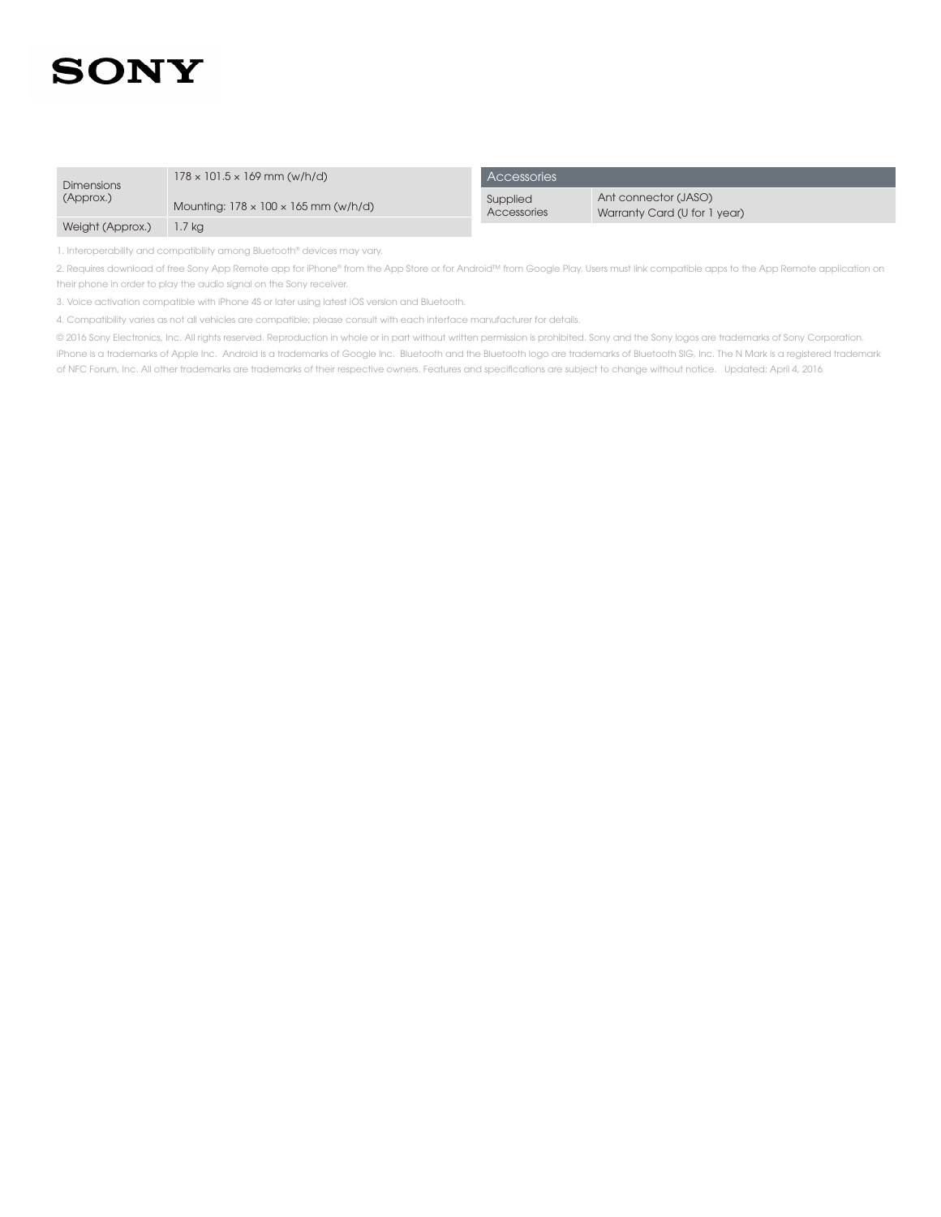SONY

| | |
|---|---|
| Dimensions (Approx.) | 178 × 101.5 × 169 mm (w/h/d)<br>Mounting: 178 × 100 × 165 mm (w/h/d) |
| Weight (Approx.) | 1.7 kg |

| Accessories | |
|---|---|
| Supplied Accessories | Ant connector (JASO)<br>Warranty Card (U for 1 year) |

1. Interoperability and compatibility among Bluetooth® devices may vary.

2. Requires download of free Sony App Remote app for iPhone® from the App Store or for Android™ from Google Play. Users must link compatible apps to the App Remote application on their phone in order to play the audio signal on the Sony receiver.

3. Voice activation compatible with iPhone 4S or later using latest iOS version and Bluetooth.

4. Compatibility varies as not all vehicles are compatible; please consult with each interface manufacturer for details.

© 2016 Sony Electronics, Inc. All rights reserved. Reproduction in whole or in part without written permission is prohibited. Sony and the Sony logos are trademarks of Sony Corporation. iPhone is a trademarks of Apple Inc. Android is a trademarks of Google Inc. Bluetooth and the Bluetooth logo are trademarks of Bluetooth SIG, Inc. The N Mark is a registered trademark of NFC Forum, Inc. All other trademarks are trademarks of their respective owners. Features and specifications are subject to change without notice. Updated: April 4, 2016